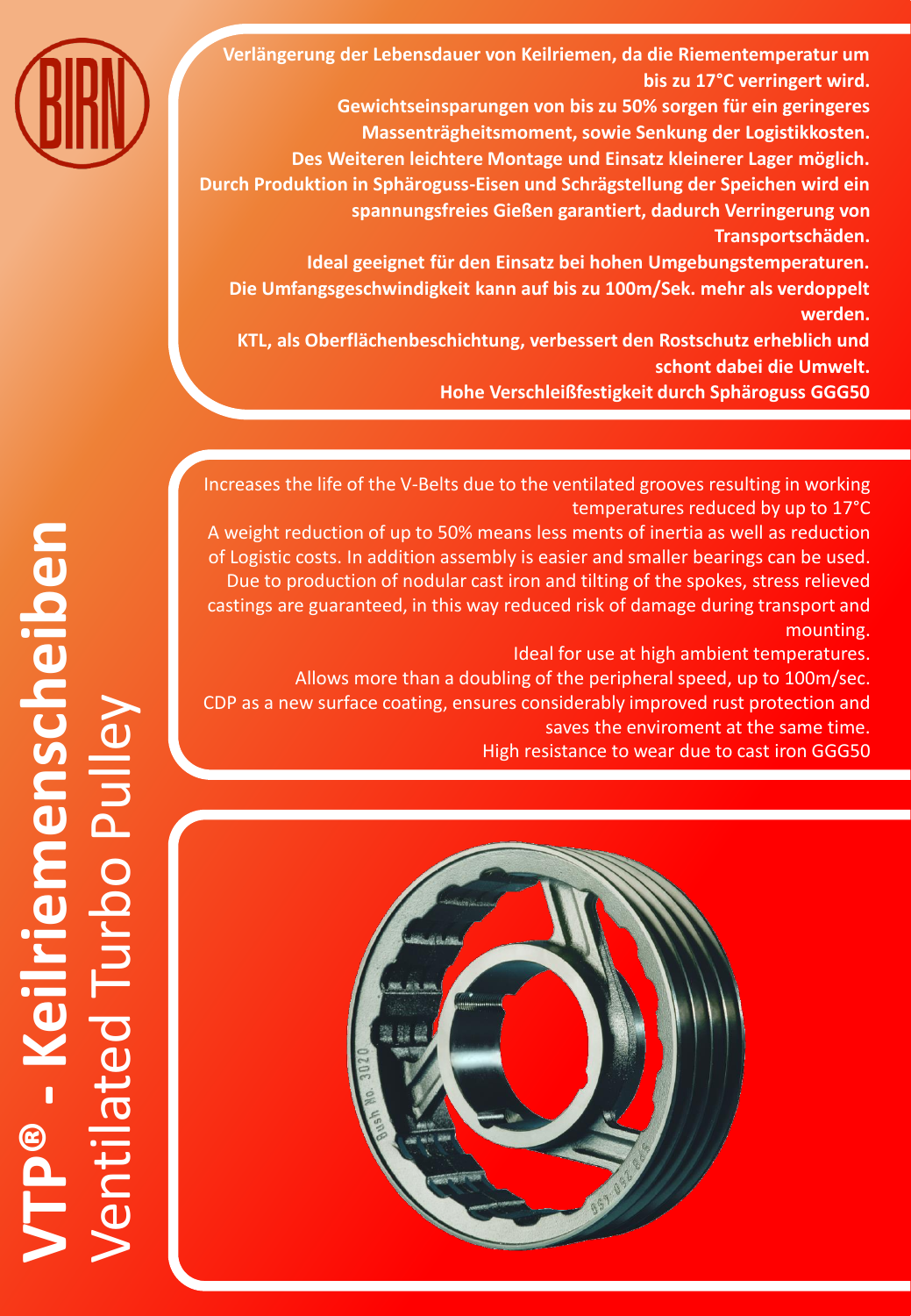# VTP® - Keilriemenscheiben
## Ventilated Turbo Pulley

**BIRN**

**Verlängerung der Lebensdauer von Keilriemen, da die Riementemperatur um bis zu 17°C verringert wird.**
**Gewichtseinsparungen von bis zu 50% sorgen für ein geringeres Massenträgheitsmoment, sowie Senkung der Logistikkosten.**
**Des Weiteren leichtere Montage und Einsatz kleinerer Lager möglich.**
**Durch Produktion in Sphäroguss-Eisen und Schrägstellung der Speichen wird ein spannungsfreies Gießen garantiert, dadurch Verringerung von Transportschäden.**
**Ideal geeignet für den Einsatz bei hohen Umgebungstemperaturen.**
**Die Umfangsgeschwindigkeit kann auf bis zu 100m/Sek. mehr als verdoppelt werden.**
**KTL, als Oberflächenbeschichtung, verbessert den Rostschutz erheblich und schont dabei die Umwelt.**
**Hohe Verschleißfestigkeit durch Sphäroguss GGG50**

Increases the life of the V-Belts due to the ventilated grooves resulting in working temperatures reduced by up to 17°C
A weight reduction of up to 50% means less ments of inertia as well as reduction of Logistic costs. In addition assembly is easier and smaller bearings can be used.
Due to production of nodular cast iron and tilting of the spokes, stress relieved castings are guaranteed, in this way reduced risk of damage during transport and mounting.
Ideal for use at high ambient temperatures.
Allows more than a doubling of the peripheral speed, up to 100m/sec.
CDP as a new surface coating, ensures considerably improved rust protection and saves the enviroment at the same time.
High resistance to wear due to cast iron GGG50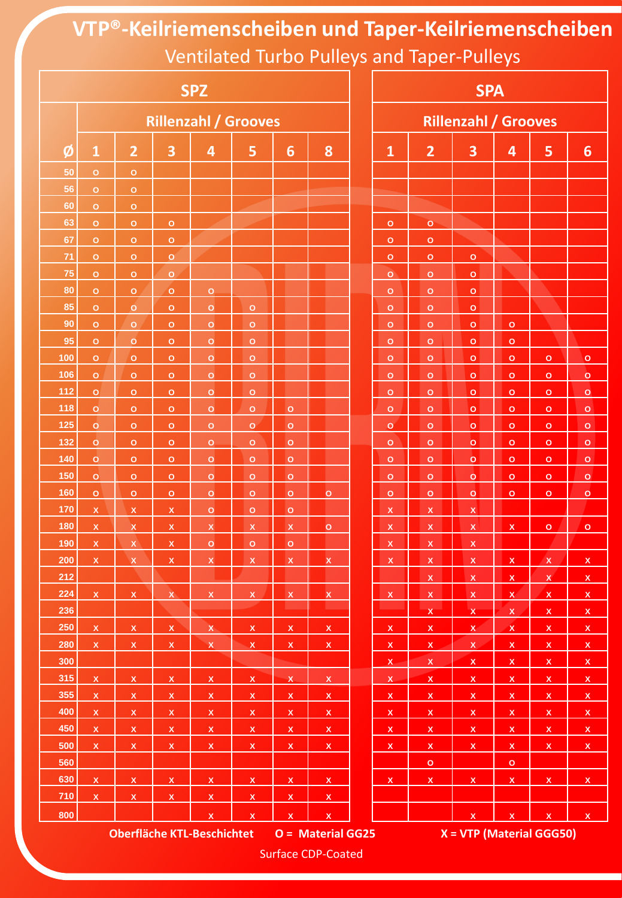# VTP®-Keilriemenscheiben und Taper-Keilriemenscheiben

Ventilated Turbo Pulleys and Taper-Pulleys

| | SPZ | | | | | | | SPA | | | | | |
|---|---|---|---|---|---|---|---|---|---|---|---|---|---|
| | Rillenzahl / Grooves | | | | | | | Rillenzahl / Grooves | | | | | |
| Ø | 1 | 2 | 3 | 4 | 5 | 6 | 8 | 1 | 2 | 3 | 4 | 5 | 6 |
| 50 | o | o | | | | | | | | | | | |
| 56 | o | o | | | | | | | | | | | |
| 60 | o | o | | | | | | | | | | | |
| 63 | o | o | o | | | | | o | o | | | | |
| 67 | o | o | o | | | | | o | o | | | | |
| 71 | o | o | o | | | | | o | o | o | | | |
| 75 | o | o | o | | | | | o | o | o | | | |
| 80 | o | o | o | o | | | | o | o | o | | | |
| 85 | o | o | o | o | o | | | o | o | o | | | |
| 90 | o | o | o | o | o | | | o | o | o | o | | |
| 95 | o | o | o | o | o | | | o | o | o | o | | |
| 100 | o | o | o | o | o | | | o | o | o | o | o | o |
| 106 | o | o | o | o | o | | | o | o | o | o | o | o |
| 112 | o | o | o | o | o | | | o | o | o | o | o | o |
| 118 | o | o | o | o | o | o | | o | o | o | o | o | o |
| 125 | o | o | o | o | o | o | | o | o | o | o | o | o |
| 132 | o | o | o | o | o | o | | o | o | o | o | o | o |
| 140 | o | o | o | o | o | o | | o | o | o | o | o | o |
| 150 | o | o | o | o | o | o | | o | o | o | o | o | o |
| 160 | o | o | o | o | o | o | o | o | o | o | o | o | o |
| 170 | x | x | x | o | o | o | | x | x | x | | | |
| 180 | x | x | x | x | x | x | o | x | x | x | x | o | o |
| 190 | x | x | x | o | o | o | | x | x | x | | | |
| 200 | x | x | x | x | x | x | x | x | x | x | x | x | x |
| 212 | | | | | | | | | x | x | x | x | x |
| 224 | x | x | x | x | x | x | x | x | x | x | x | x | x |
| 236 | | | | | | | | | x | x | x | x | x |
| 250 | x | x | x | x | x | x | x | x | x | x | x | x | x |
| 280 | x | x | x | x | x | x | x | x | x | x | x | x | x |
| 300 | | | | | | | | x | x | x | x | x | x |
| 315 | x | x | x | x | x | x | x | x | x | x | x | x | x |
| 355 | x | x | x | x | x | x | x | x | x | x | x | x | x |
| 400 | x | x | x | x | x | x | x | x | x | x | x | x | x |
| 450 | x | x | x | x | x | x | x | x | x | x | x | x | x |
| 500 | x | x | x | x | x | x | x | x | x | x | x | x | x |
| 560 | | | | | | | | | o | | o | | |
| 630 | x | x | x | x | x | x | x | x | x | x | x | x | x |
| 710 | x | x | x | x | x | x | x | | | | | | |
| 800 | | | | x | x | x | x | | | x | x | x | x |

**Oberfläche KTL-Beschichtet** **O = Material GG25** **X = VTP (Material GGG50)**

Surface CDP-Coated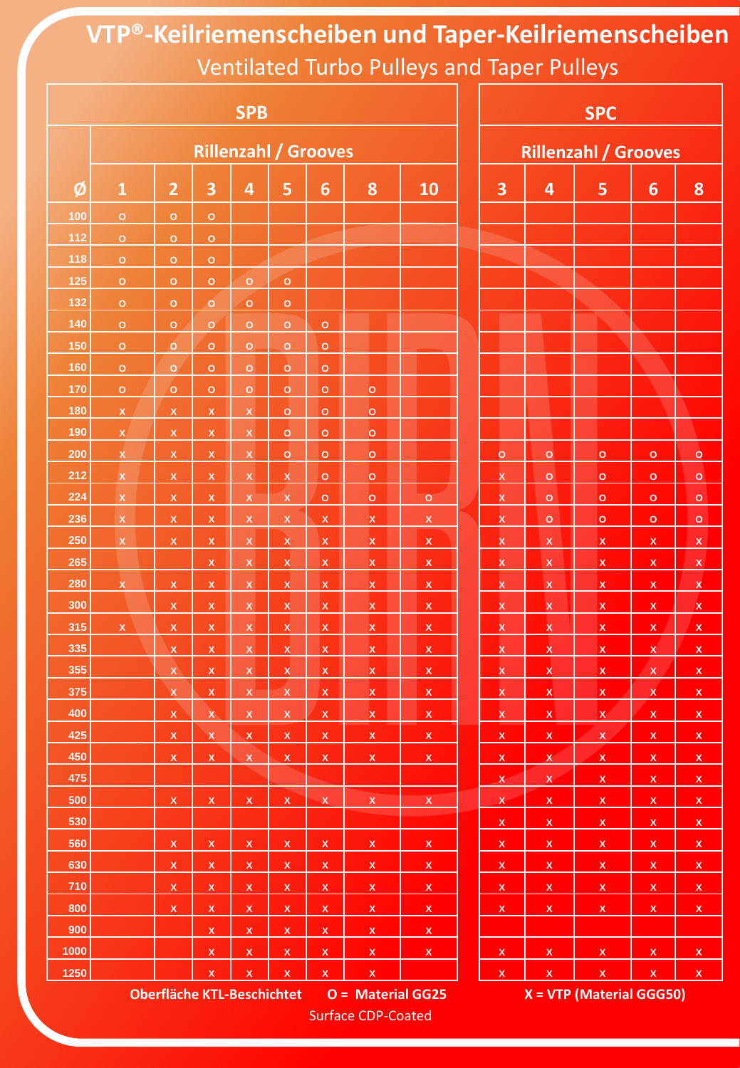# VTP®-Keilriemenscheiben und Taper-Keilriemenscheiben

## Ventilated Turbo Pulleys and Taper Pulleys

| | SPB | | | | | | | | SPC | | | | |
|---|---|---|---|---|---|---|---|---|---|---|---|---|---|
| | Rillenzahl / Grooves | | | | | | | | Rillenzahl / Grooves | | | | |
| Ø | 1 | 2 | 3 | 4 | 5 | 6 | 8 | 10 | 3 | 4 | 5 | 6 | 8 |
| 100 | o | o | o | | | | | | | | | | |
| 112 | o | o | o | | | | | | | | | | |
| 118 | o | o | o | | | | | | | | | | |
| 125 | o | o | o | o | o | | | | | | | | |
| 132 | o | o | o | o | o | | | | | | | | |
| 140 | o | o | o | o | o | o | | | | | | | |
| 150 | o | o | o | o | o | o | | | | | | | |
| 160 | o | o | o | o | o | o | | | | | | | |
| 170 | o | o | o | o | o | o | o | | | | | | |
| 180 | x | x | x | x | o | o | o | | | | | | |
| 190 | x | x | x | x | o | o | o | | | | | | |
| 200 | x | x | x | x | o | o | o | | o | o | o | o | o |
| 212 | x | x | x | x | x | o | o | | x | o | o | o | o |
| 224 | x | x | x | x | x | o | o | o | x | o | o | o | o |
| 236 | x | x | x | x | x | x | x | x | x | o | o | o | o |
| 250 | x | x | x | x | x | x | x | x | x | x | x | x | x |
| 265 | | | x | x | x | x | x | x | x | x | x | x | x |
| 280 | x | x | x | x | x | x | x | x | x | x | x | x | x |
| 300 | | x | x | x | x | x | x | x | x | x | x | x | x |
| 315 | x | x | x | x | x | x | x | x | x | x | x | x | x |
| 335 | | x | x | x | x | x | x | x | x | x | x | x | x |
| 355 | | x | x | x | x | x | x | x | x | x | x | x | x |
| 375 | | x | x | x | x | x | x | x | x | x | x | x | x |
| 400 | | x | x | x | x | x | x | x | x | x | x | x | x |
| 425 | | x | x | x | x | x | x | x | x | x | x | x | x |
| 450 | | x | x | x | x | x | x | x | x | x | x | x | x |
| 475 | | | | | | | | | x | x | x | x | x |
| 500 | | x | x | x | x | x | x | x | x | x | x | x | x |
| 530 | | | | | | | | | x | x | x | x | x |
| 560 | | x | x | x | x | x | x | x | x | x | x | x | x |
| 630 | | x | x | x | x | x | x | x | x | x | x | x | x |
| 710 | | x | x | x | x | x | x | x | x | x | x | x | x |
| 800 | | x | x | x | x | x | x | x | x | x | x | x | x |
| 900 | | | x | x | x | x | x | x | | | | | |
| 1000 | | | x | x | x | x | x | x | x | x | x | x | x |
| 1250 | | | x | x | x | x | x | | x | x | x | x | x |

**Oberfläche KTL-Beschichtet** **O = Material GG25** **X = VTP (Material GGG50)**

Surface CDP-Coated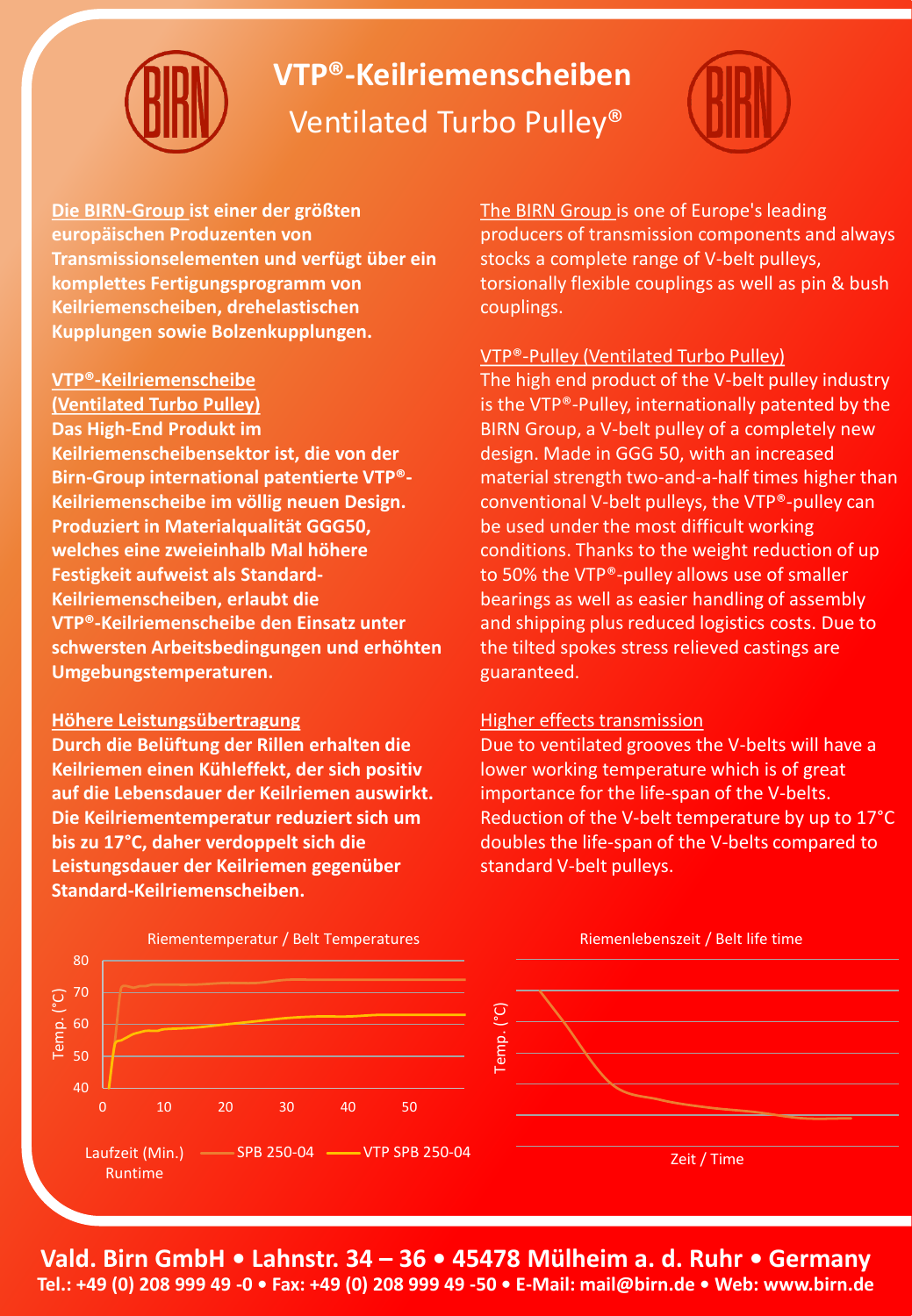# VTP®-Keilriemenscheiben

## Ventilated Turbo Pulley®

**Die BIRN-Group ist einer der größten europäischen Produzenten von Transmissionselementen und verfügt über ein komplettes Fertigungsprogramm von Keilriemenscheiben, drehelastischen Kupplungen sowie Bolzenkupplungen.**

**VTP®-Keilriemenscheibe (Ventilated Turbo Pulley)**

**Das High-End Produkt im Keilriemenscheibensektor ist, die von der Birn-Group international patentierte VTP®-Keilriemenscheibe im völlig neuen Design. Produziert in Materialqualität GGG50, welches eine zweieinhalb Mal höhere Festigkeit aufweist als Standard-Keilriemenscheiben, erlaubt die VTP®-Keilriemenscheibe den Einsatz unter schwersten Arbeitsbedingungen und erhöhten Umgebungstemperaturen.**

**Höhere Leistungsübertragung**

**Durch die Belüftung der Rillen erhalten die Keilriemen einen Kühleffekt, der sich positiv auf die Lebensdauer der Keilriemen auswirkt. Die Keilriementemperatur reduziert sich um bis zu 17°C, daher verdoppelt sich die Leistungsdauer der Keilriemen gegenüber Standard-Keilriemenscheiben.**

The BIRN Group is one of Europe's leading producers of transmission components and always stocks a complete range of V-belt pulleys, torsionally flexible couplings as well as pin & bush couplings.

VTP®-Pulley (Ventilated Turbo Pulley)

The high end product of the V-belt pulley industry is the VTP®-Pulley, internationally patented by the BIRN Group, a V-belt pulley of a completely new design. Made in GGG 50, with an increased material strength two-and-a-half times higher than conventional V-belt pulleys, the VTP®-pulley can be used under the most difficult working conditions. Thanks to the weight reduction of up to 50% the VTP®-pulley allows use of smaller bearings as well as easier handling of assembly and shipping plus reduced logistics costs. Due to the tilted spokes stress relieved castings are guaranteed.

Higher effects transmission

Due to ventilated grooves the V-belts will have a lower working temperature which is of great importance for the life-span of the V-belts. Reduction of the V-belt temperature by up to 17°C doubles the life-span of the V-belts compared to standard V-belt pulleys.

Riementemperatur / Belt Temperatures

Temp. (°C)

80
70
60
50
40

0 10 20 30 40 50

Laufzeit (Min.) Runtime

SPB 250-04
VTP SPB 250-04

Riemenlebenszeit / Belt life time

Temp. (°C)

Zeit / Time

**Vald. Birn GmbH • Lahnstr. 34 – 36 • 45478 Mülheim a. d. Ruhr • Germany**

**Tel.: +49 (0) 208 999 49 -0 • Fax: +49 (0) 208 999 49 -50 • E-Mail: mail@birn.de • Web: www.birn.de**